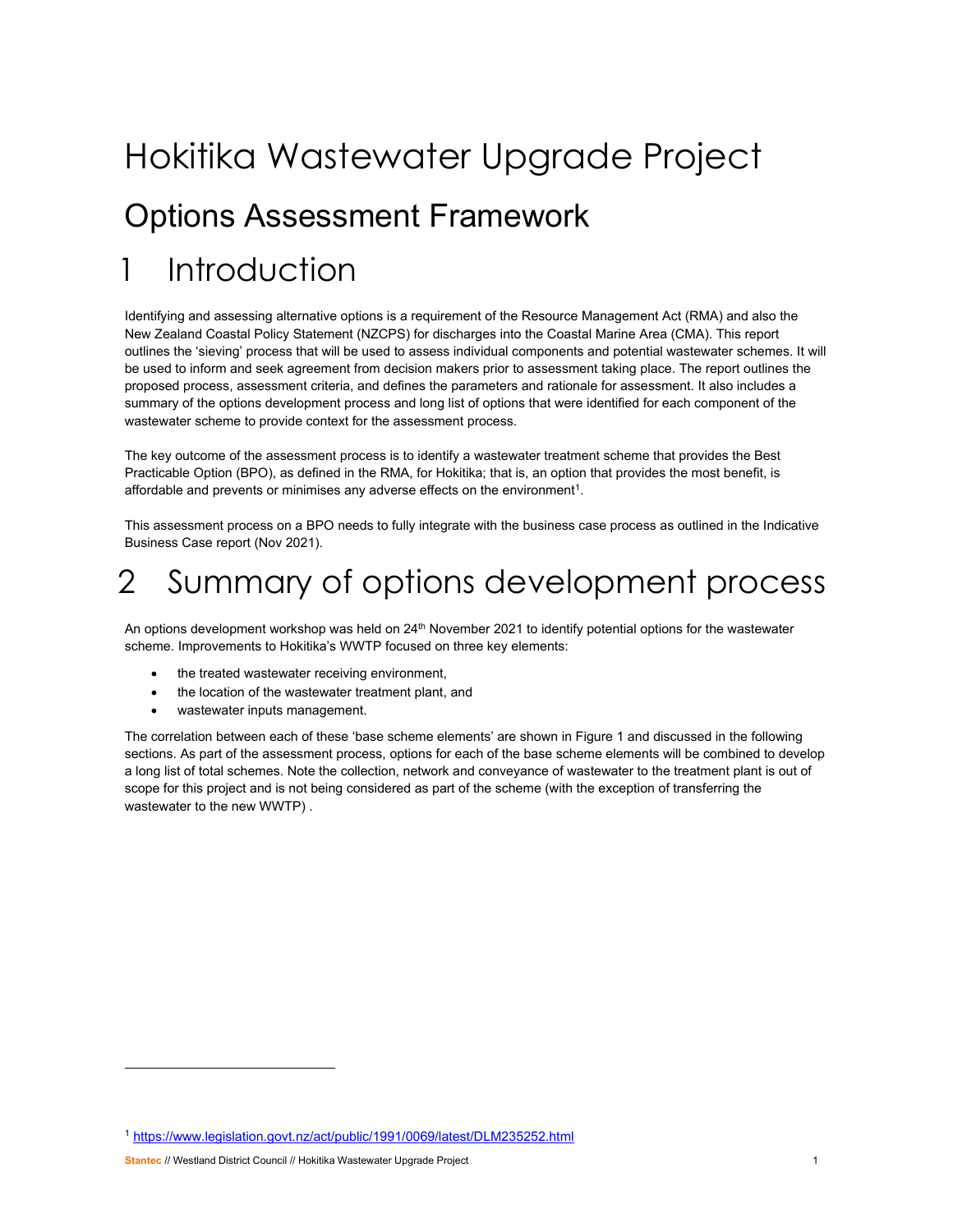# Hokitika Wastewater Upgrade Project

## Options Assessment Framework

# 1 Introduction

Identifying and assessing alternative options is a requirement of the Resource Management Act (RMA) and also the New Zealand Coastal Policy Statement (NZCPS) for discharges into the Coastal Marine Area (CMA). This report outlines the 'sieving' process that will be used to assess individual components and potential wastewater schemes. It will be used to inform and seek agreement from decision makers prior to assessment taking place. The report outlines the proposed process, assessment criteria, and defines the parameters and rationale for assessment. It also includes a summary of the options development process and long list of options that were identified for each component of the wastewater scheme to provide context for the assessment process.

The key outcome of the assessment process is to identify a wastewater treatment scheme that provides the Best Practicable Option (BPO), as defined in the RMA, for Hokitika; that is, an option that provides the most benefit, is affordable and prevents or minimises any adverse effects on the environment[1].

This assessment process on a BPO needs to fully integrate with the business case process as outlined in the Indicative Business Case report (Nov 2021).

# 2 Summary of options development process

An options development workshop was held on 24th November 2021 to identify potential options for the wastewater scheme. Improvements to Hokitika's WWTP focused on three key elements:

- the treated wastewater receiving environment,
- the location of the wastewater treatment plant, and
- wastewater inputs management.

The correlation between each of these 'base scheme elements' are shown in Figure 1 and discussed in the following sections. As part of the assessment process, options for each of the base scheme elements will be combined to develop a long list of total schemes. Note the collection, network and conveyance of wastewater to the treatment plant is out of scope for this project and is not being considered as part of the scheme (with the exception of transferring the wastewater to the new WWTP) .

[1] https://www.legislation.govt.nz/act/public/1991/0069/latest/DLM235252.html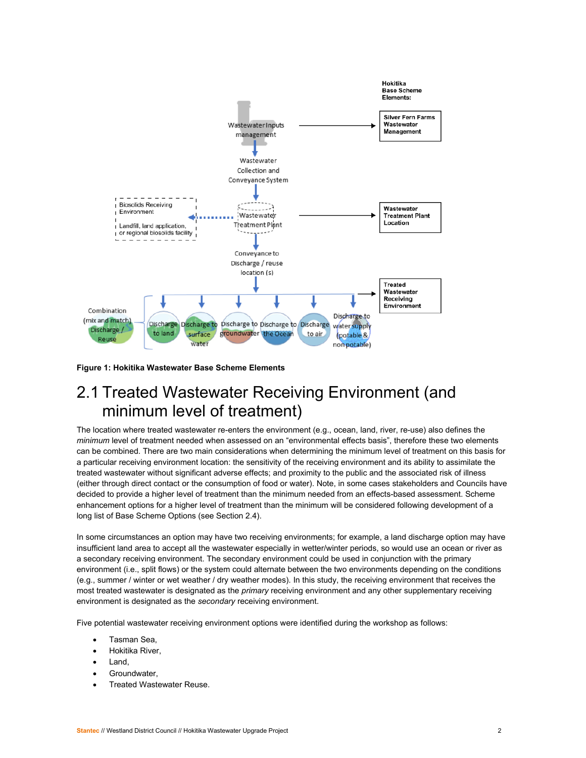Hokitika Base Scheme Elements:

- Wastewater Inputs management → Silver Fern Farms Wastewater Management
- Wastewater Collection and Conveyance System
- Wastewater Treatment Plant → Wastewater Treatment Plant Location
  - Biosolids Receiving Environment: Landfill, land application, or regional biosolids facility
- Conveyance to Discharge / reuse location (s) → Treated Wastewater Receiving Environment
  - Discharge to land
  - Discharge to surface water
  - Discharge to groundwater
  - Discharge to the Ocean
  - Discharge to air
  - Discharge to water supply (potable & non potable)
  - Combination (mix and match) Discharge / Reuse

**Figure 1: Hokitika Wastewater Base Scheme Elements**

## 2.1 Treated Wastewater Receiving Environment (and minimum level of treatment)

The location where treated wastewater re-enters the environment (e.g., ocean, land, river, re-use) also defines the *minimum* level of treatment needed when assessed on an "environmental effects basis", therefore these two elements can be combined. There are two main considerations when determining the minimum level of treatment on this basis for a particular receiving environment location: the sensitivity of the receiving environment and its ability to assimilate the treated wastewater without significant adverse effects; and proximity to the public and the associated risk of illness (either through direct contact or the consumption of food or water). Note, in some cases stakeholders and Councils have decided to provide a higher level of treatment than the minimum needed from an effects-based assessment. Scheme enhancement options for a higher level of treatment than the minimum will be considered following development of a long list of Base Scheme Options (see Section 2.4).

In some circumstances an option may have two receiving environments; for example, a land discharge option may have insufficient land area to accept all the wastewater especially in wetter/winter periods, so would use an ocean or river as a secondary receiving environment. The secondary environment could be used in conjunction with the primary environment (i.e., split flows) or the system could alternate between the two environments depending on the conditions (e.g., summer / winter or wet weather / dry weather modes). In this study, the receiving environment that receives the most treated wastewater is designated as the *primary* receiving environment and any other supplementary receiving environment is designated as the *secondary* receiving environment.

Five potential wastewater receiving environment options were identified during the workshop as follows:

- Tasman Sea,
- Hokitika River,
- Land,
- Groundwater,
- Treated Wastewater Reuse.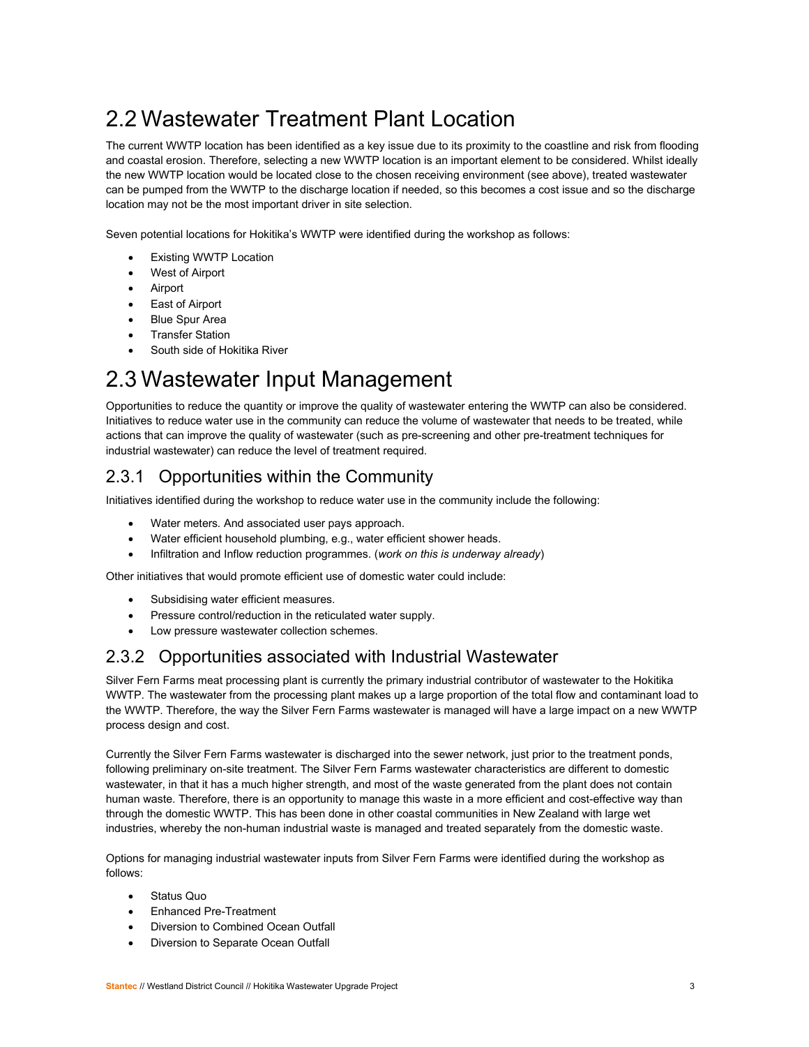## 2.2 Wastewater Treatment Plant Location

The current WWTP location has been identified as a key issue due to its proximity to the coastline and risk from flooding and coastal erosion. Therefore, selecting a new WWTP location is an important element to be considered. Whilst ideally the new WWTP location would be located close to the chosen receiving environment (see above), treated wastewater can be pumped from the WWTP to the discharge location if needed, so this becomes a cost issue and so the discharge location may not be the most important driver in site selection.

Seven potential locations for Hokitika's WWTP were identified during the workshop as follows:

- Existing WWTP Location
- West of Airport
- Airport
- East of Airport
- Blue Spur Area
- Transfer Station
- South side of Hokitika River

## 2.3 Wastewater Input Management

Opportunities to reduce the quantity or improve the quality of wastewater entering the WWTP can also be considered. Initiatives to reduce water use in the community can reduce the volume of wastewater that needs to be treated, while actions that can improve the quality of wastewater (such as pre-screening and other pre-treatment techniques for industrial wastewater) can reduce the level of treatment required.

### 2.3.1 Opportunities within the Community

Initiatives identified during the workshop to reduce water use in the community include the following:

- Water meters. And associated user pays approach.
- Water efficient household plumbing, e.g., water efficient shower heads.
- Infiltration and Inflow reduction programmes. (*work on this is underway already*)

Other initiatives that would promote efficient use of domestic water could include:

- Subsidising water efficient measures.
- Pressure control/reduction in the reticulated water supply.
- Low pressure wastewater collection schemes.

### 2.3.2 Opportunities associated with Industrial Wastewater

Silver Fern Farms meat processing plant is currently the primary industrial contributor of wastewater to the Hokitika WWTP. The wastewater from the processing plant makes up a large proportion of the total flow and contaminant load to the WWTP. Therefore, the way the Silver Fern Farms wastewater is managed will have a large impact on a new WWTP process design and cost.

Currently the Silver Fern Farms wastewater is discharged into the sewer network, just prior to the treatment ponds, following preliminary on-site treatment. The Silver Fern Farms wastewater characteristics are different to domestic wastewater, in that it has a much higher strength, and most of the waste generated from the plant does not contain human waste. Therefore, there is an opportunity to manage this waste in a more efficient and cost-effective way than through the domestic WWTP. This has been done in other coastal communities in New Zealand with large wet industries, whereby the non-human industrial waste is managed and treated separately from the domestic waste.

Options for managing industrial wastewater inputs from Silver Fern Farms were identified during the workshop as follows:

- Status Quo
- Enhanced Pre-Treatment
- Diversion to Combined Ocean Outfall
- Diversion to Separate Ocean Outfall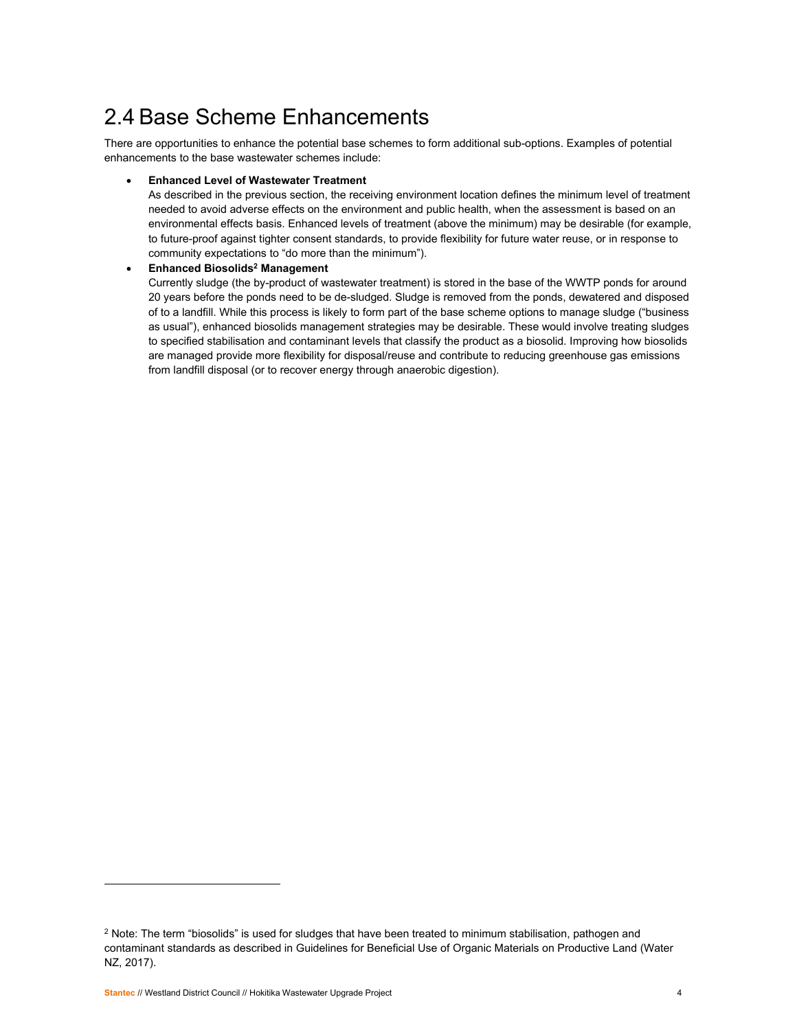## 2.4 Base Scheme Enhancements

There are opportunities to enhance the potential base schemes to form additional sub-options. Examples of potential enhancements to the base wastewater schemes include:

- **Enhanced Level of Wastewater Treatment**
  As described in the previous section, the receiving environment location defines the minimum level of treatment needed to avoid adverse effects on the environment and public health, when the assessment is based on an environmental effects basis. Enhanced levels of treatment (above the minimum) may be desirable (for example, to future-proof against tighter consent standards, to provide flexibility for future water reuse, or in response to community expectations to "do more than the minimum").
- **Enhanced Biosolids[2] Management**
  Currently sludge (the by-product of wastewater treatment) is stored in the base of the WWTP ponds for around 20 years before the ponds need to be de-sludged. Sludge is removed from the ponds, dewatered and disposed of to a landfill. While this process is likely to form part of the base scheme options to manage sludge ("business as usual"), enhanced biosolids management strategies may be desirable. These would involve treating sludges to specified stabilisation and contaminant levels that classify the product as a biosolid. Improving how biosolids are managed provide more flexibility for disposal/reuse and contribute to reducing greenhouse gas emissions from landfill disposal (or to recover energy through anaerobic digestion).

[2] Note: The term "biosolids" is used for sludges that have been treated to minimum stabilisation, pathogen and contaminant standards as described in Guidelines for Beneficial Use of Organic Materials on Productive Land (Water NZ, 2017).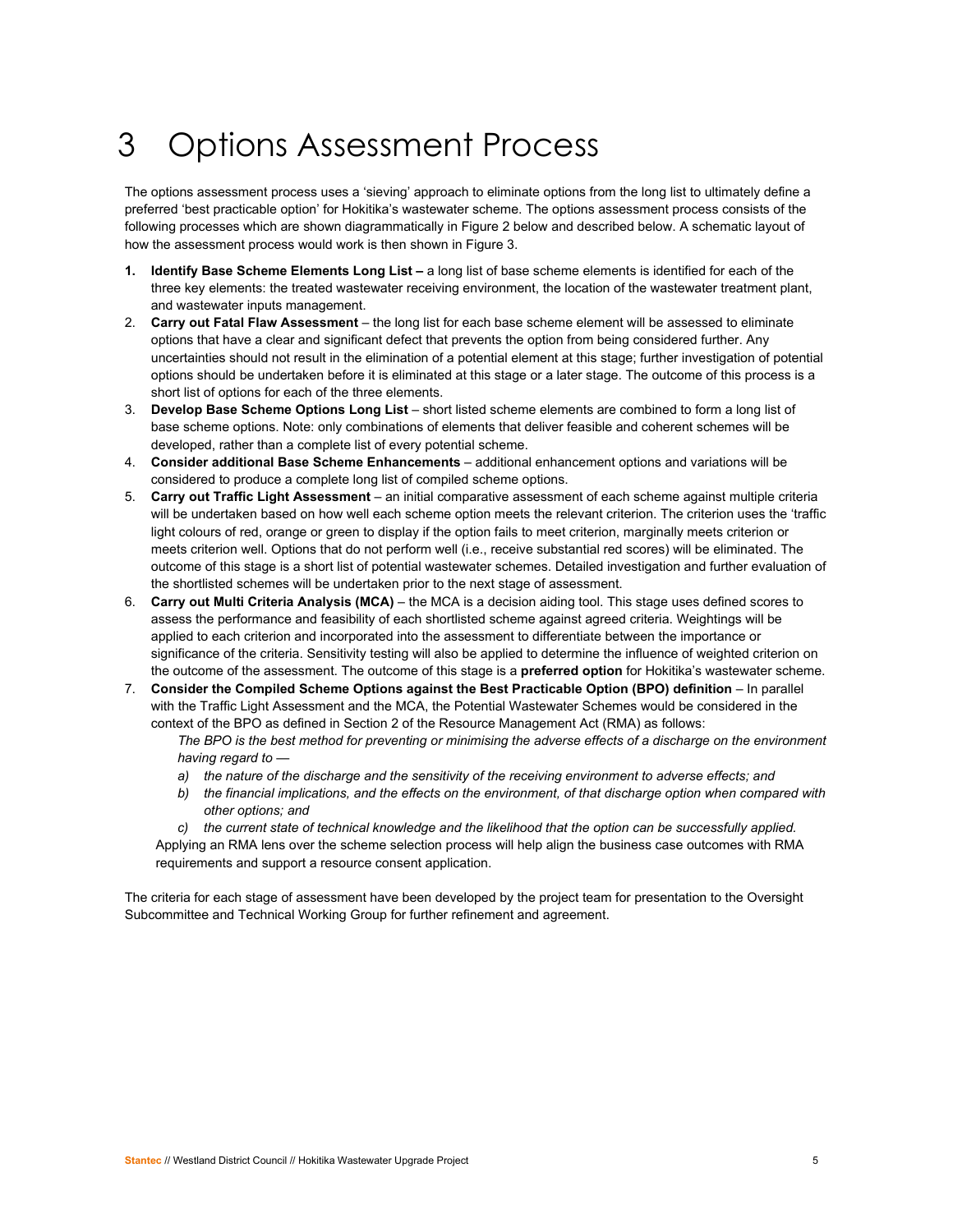# 3 Options Assessment Process

The options assessment process uses a 'sieving' approach to eliminate options from the long list to ultimately define a preferred 'best practicable option' for Hokitika's wastewater scheme. The options assessment process consists of the following processes which are shown diagrammatically in Figure 2 below and described below. A schematic layout of how the assessment process would work is then shown in Figure 3.

1. **Identify Base Scheme Elements Long List –** a long list of base scheme elements is identified for each of the three key elements: the treated wastewater receiving environment, the location of the wastewater treatment plant, and wastewater inputs management.
2. **Carry out Fatal Flaw Assessment** – the long list for each base scheme element will be assessed to eliminate options that have a clear and significant defect that prevents the option from being considered further. Any uncertainties should not result in the elimination of a potential element at this stage; further investigation of potential options should be undertaken before it is eliminated at this stage or a later stage. The outcome of this process is a short list of options for each of the three elements.
3. **Develop Base Scheme Options Long List** – short listed scheme elements are combined to form a long list of base scheme options. Note: only combinations of elements that deliver feasible and coherent schemes will be developed, rather than a complete list of every potential scheme.
4. **Consider additional Base Scheme Enhancements** – additional enhancement options and variations will be considered to produce a complete long list of compiled scheme options.
5. **Carry out Traffic Light Assessment** – an initial comparative assessment of each scheme against multiple criteria will be undertaken based on how well each scheme option meets the relevant criterion. The criterion uses the 'traffic light colours of red, orange or green to display if the option fails to meet criterion, marginally meets criterion or meets criterion well. Options that do not perform well (i.e., receive substantial red scores) will be eliminated. The outcome of this stage is a short list of potential wastewater schemes. Detailed investigation and further evaluation of the shortlisted schemes will be undertaken prior to the next stage of assessment.
6. **Carry out Multi Criteria Analysis (MCA)** – the MCA is a decision aiding tool. This stage uses defined scores to assess the performance and feasibility of each shortlisted scheme against agreed criteria. Weightings will be applied to each criterion and incorporated into the assessment to differentiate between the importance or significance of the criteria. Sensitivity testing will also be applied to determine the influence of weighted criterion on the outcome of the assessment. The outcome of this stage is a **preferred option** for Hokitika's wastewater scheme.
7. **Consider the Compiled Scheme Options against the Best Practicable Option (BPO) definition** – In parallel with the Traffic Light Assessment and the MCA, the Potential Wastewater Schemes would be considered in the context of the BPO as defined in Section 2 of the Resource Management Act (RMA) as follows:

   *The BPO is the best method for preventing or minimising the adverse effects of a discharge on the environment having regard to —*

   *a) the nature of the discharge and the sensitivity of the receiving environment to adverse effects; and*

   *b) the financial implications, and the effects on the environment, of that discharge option when compared with other options; and*

   *c) the current state of technical knowledge and the likelihood that the option can be successfully applied.*

   Applying an RMA lens over the scheme selection process will help align the business case outcomes with RMA requirements and support a resource consent application.

The criteria for each stage of assessment have been developed by the project team for presentation to the Oversight Subcommittee and Technical Working Group for further refinement and agreement.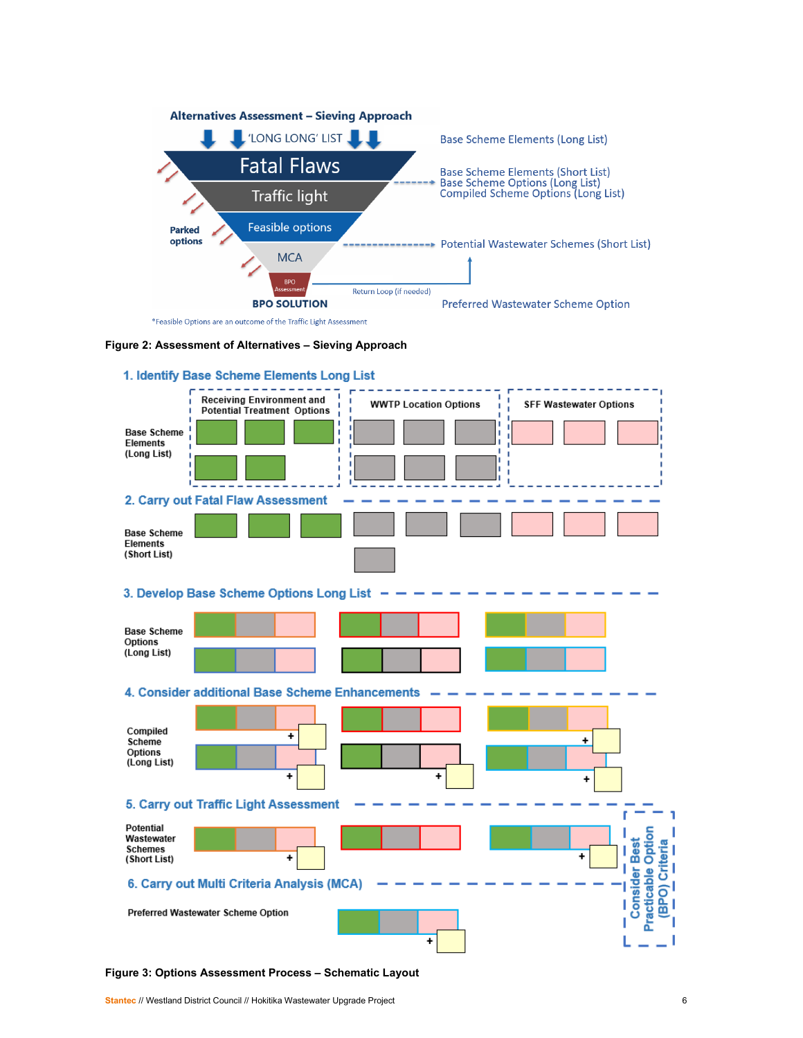Figure 2: Assessment of Alternatives – Sieving Approach

Figure 3: Options Assessment Process – Schematic Layout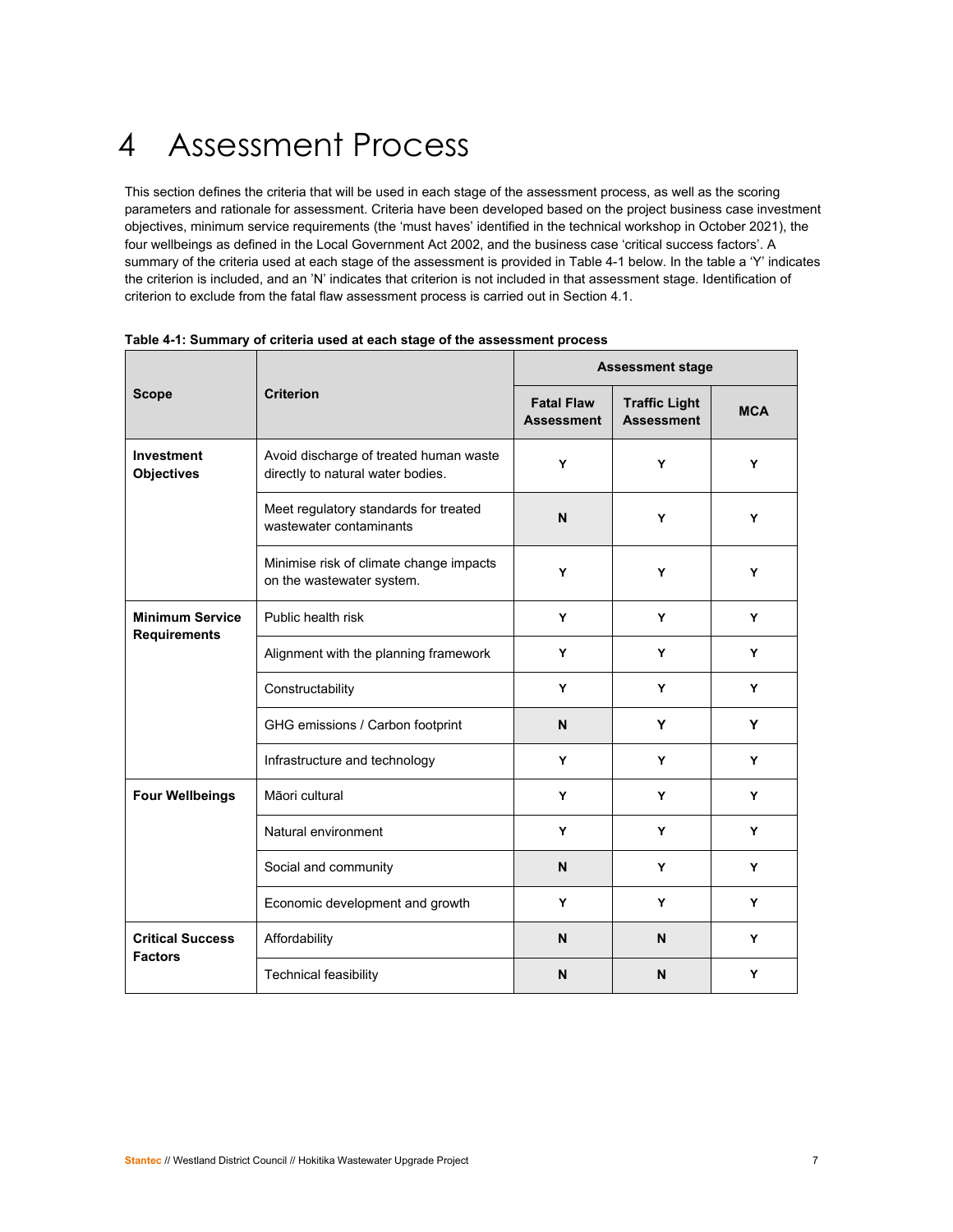# 4 Assessment Process

This section defines the criteria that will be used in each stage of the assessment process, as well as the scoring parameters and rationale for assessment. Criteria have been developed based on the project business case investment objectives, minimum service requirements (the 'must haves' identified in the technical workshop in October 2021), the four wellbeings as defined in the Local Government Act 2002, and the business case 'critical success factors'. A summary of the criteria used at each stage of the assessment is provided in Table 4-1 below. In the table a 'Y' indicates the criterion is included, and an 'N' indicates that criterion is not included in that assessment stage. Identification of criterion to exclude from the fatal flaw assessment process is carried out in Section 4.1.

**Table 4-1: Summary of criteria used at each stage of the assessment process**

| Scope | Criterion | Assessment stage | | |
|---|---|---|---|---|
| | | **Fatal Flaw Assessment** | **Traffic Light Assessment** | **MCA** |
| **Investment Objectives** | Avoid discharge of treated human waste directly to natural water bodies. | Y | Y | Y |
| | Meet regulatory standards for treated wastewater contaminants | N | Y | Y |
| | Minimise risk of climate change impacts on the wastewater system. | Y | Y | Y |
| **Minimum Service Requirements** | Public health risk | Y | Y | Y |
| | Alignment with the planning framework | Y | Y | Y |
| | Constructability | Y | Y | Y |
| | GHG emissions / Carbon footprint | N | Y | Y |
| | Infrastructure and technology | Y | Y | Y |
| **Four Wellbeings** | Māori cultural | Y | Y | Y |
| | Natural environment | Y | Y | Y |
| | Social and community | N | Y | Y |
| | Economic development and growth | Y | Y | Y |
| **Critical Success Factors** | Affordability | N | N | Y |
| | Technical feasibility | N | N | Y |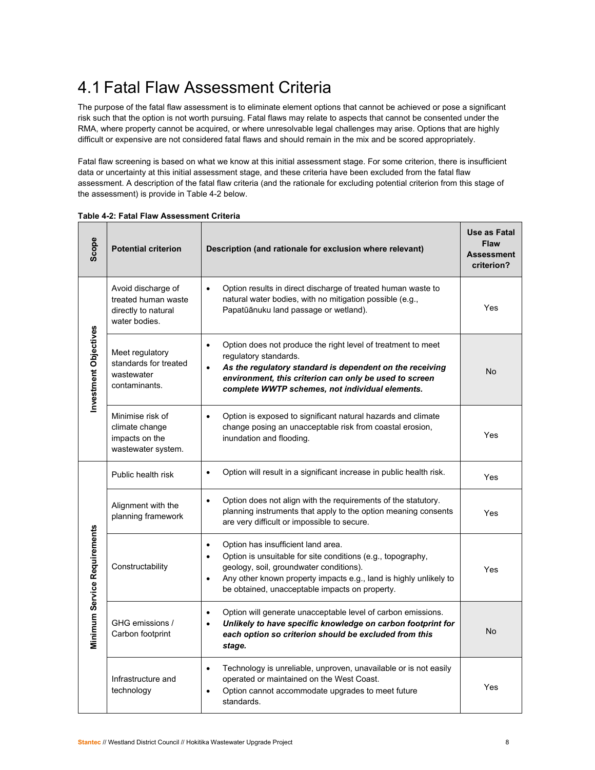# 4.1 Fatal Flaw Assessment Criteria

The purpose of the fatal flaw assessment is to eliminate element options that cannot be achieved or pose a significant risk such that the option is not worth pursuing. Fatal flaws may relate to aspects that cannot be consented under the RMA, where property cannot be acquired, or where unresolvable legal challenges may arise. Options that are highly difficult or expensive are not considered fatal flaws and should remain in the mix and be scored appropriately.

Fatal flaw screening is based on what we know at this initial assessment stage. For some criterion, there is insufficient data or uncertainty at this initial assessment stage, and these criteria have been excluded from the fatal flaw assessment. A description of the fatal flaw criteria (and the rationale for excluding potential criterion from this stage of the assessment) is provide in Table 4-2 below.

**Table 4-2: Fatal Flaw Assessment Criteria**

| Scope | Potential criterion | Description (and rationale for exclusion where relevant) | Use as Fatal Flaw Assessment criterion? |
|---|---|---|---|
| Investment Objectives | Avoid discharge of treated human waste directly to natural water bodies. | • Option results in direct discharge of treated human waste to natural water bodies, with no mitigation possible (e.g., Papatūānuku land passage or wetland). | Yes |
| | Meet regulatory standards for treated wastewater contaminants. | • Option does not produce the right level of treatment to meet regulatory standards.<br>• ***As the regulatory standard is dependent on the receiving environment, this criterion can only be used to screen complete WWTP schemes, not individual elements.*** | No |
| | Minimise risk of climate change impacts on the wastewater system. | • Option is exposed to significant natural hazards and climate change posing an unacceptable risk from coastal erosion, inundation and flooding. | Yes |
| Minimum Service Requirements | Public health risk | • Option will result in a significant increase in public health risk. | Yes |
| | Alignment with the planning framework | • Option does not align with the requirements of the statutory. planning instruments that apply to the option meaning consents are very difficult or impossible to secure. | Yes |
| | Constructability | • Option has insufficient land area.<br>• Option is unsuitable for site conditions (e.g., topography, geology, soil, groundwater conditions).<br>• Any other known property impacts e.g., land is highly unlikely to be obtained, unacceptable impacts on property. | Yes |
| | GHG emissions / Carbon footprint | • Option will generate unacceptable level of carbon emissions.<br>• ***Unlikely to have specific knowledge on carbon footprint for each option so criterion should be excluded from this stage.*** | No |
| | Infrastructure and technology | • Technology is unreliable, unproven, unavailable or is not easily operated or maintained on the West Coast.<br>• Option cannot accommodate upgrades to meet future standards. | Yes |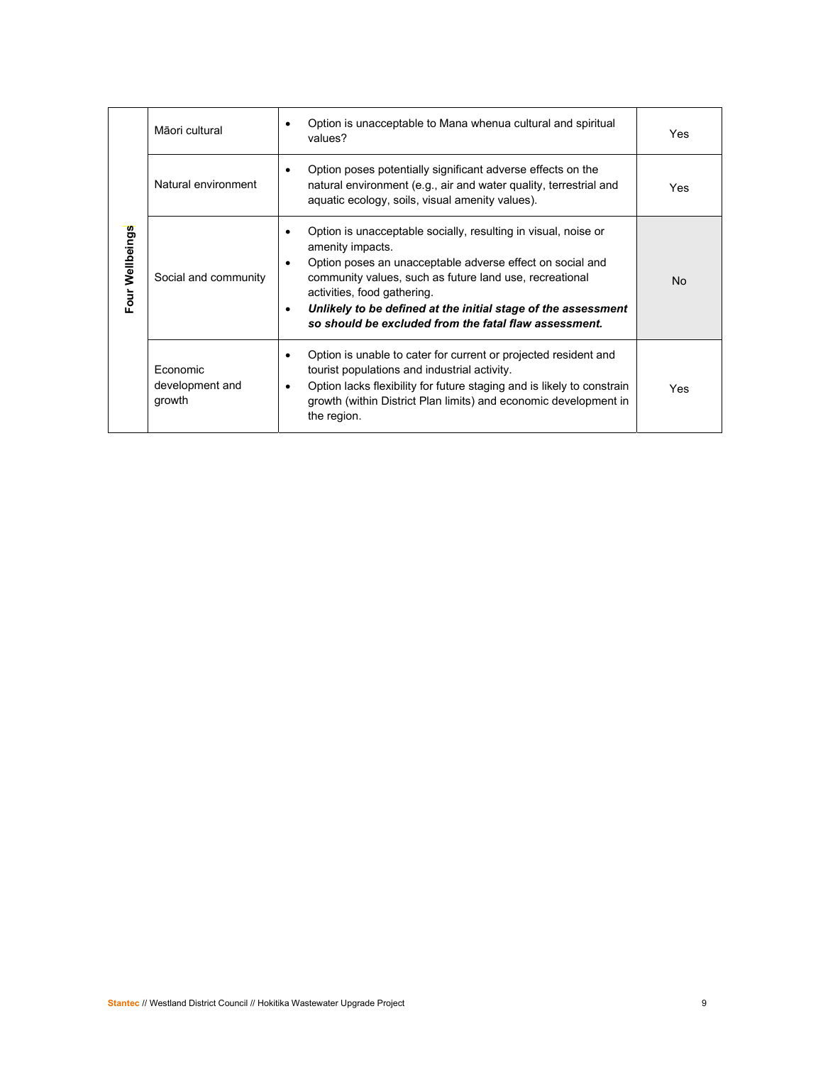| Four Wellbeings | Māori cultural | • Option is unacceptable to Mana whenua cultural and spiritual values? | Yes |
|---|---|---|---|
| | Natural environment | • Option poses potentially significant adverse effects on the natural environment (e.g., air and water quality, terrestrial and aquatic ecology, soils, visual amenity values). | Yes |
| | Social and community | • Option is unacceptable socially, resulting in visual, noise or amenity impacts.<br>• Option poses an unacceptable adverse effect on social and community values, such as future land use, recreational activities, food gathering.<br>• ***Unlikely to be defined at the initial stage of the assessment so should be excluded from the fatal flaw assessment.*** | No |
| | Economic development and growth | • Option is unable to cater for current or projected resident and tourist populations and industrial activity.<br>• Option lacks flexibility for future staging and is likely to constrain growth (within District Plan limits) and economic development in the region. | Yes |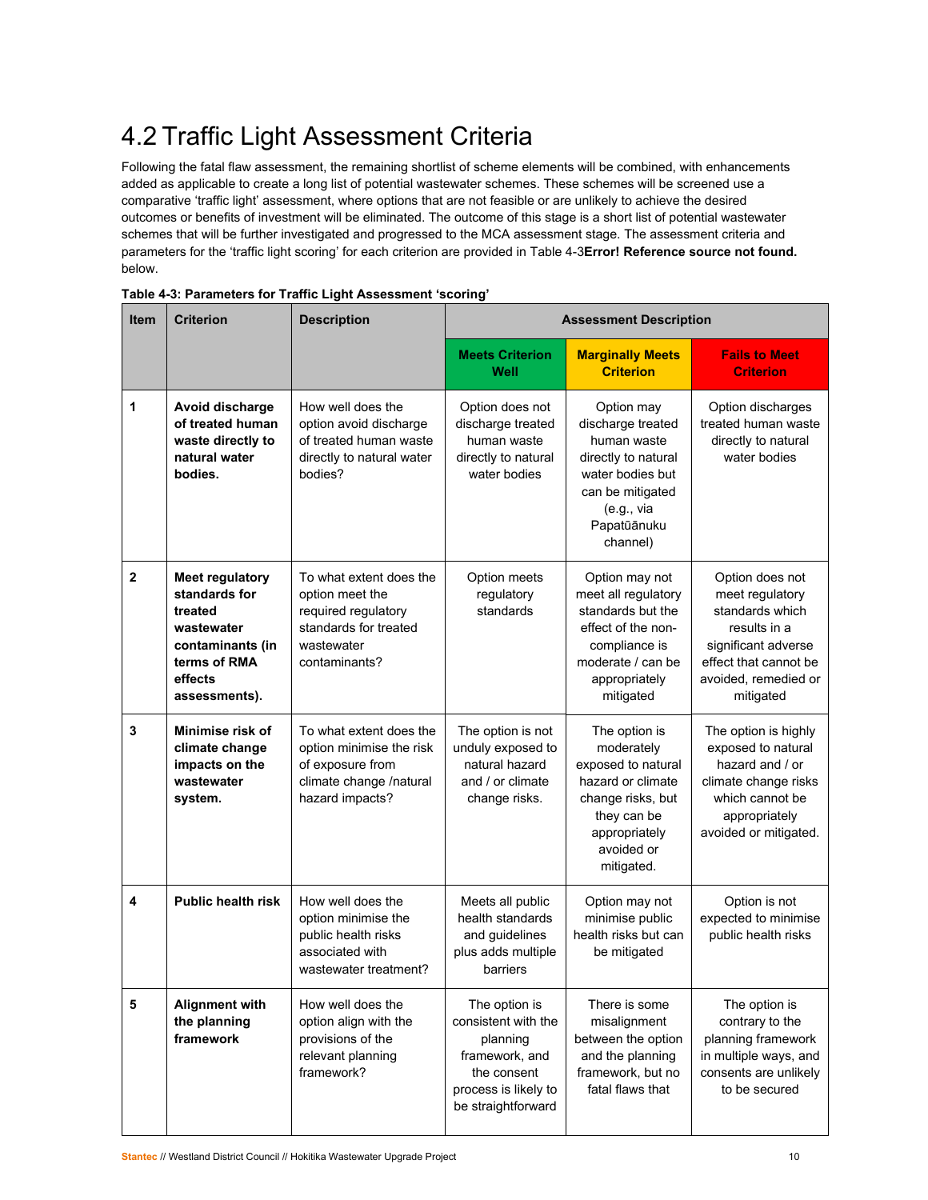## 4.2 Traffic Light Assessment Criteria

Following the fatal flaw assessment, the remaining shortlist of scheme elements will be combined, with enhancements added as applicable to create a long list of potential wastewater schemes. These schemes will be screened use a comparative 'traffic light' assessment, where options that are not feasible or are unlikely to achieve the desired outcomes or benefits of investment will be eliminated. The outcome of this stage is a short list of potential wastewater schemes that will be further investigated and progressed to the MCA assessment stage. The assessment criteria and parameters for the 'traffic light scoring' for each criterion are provided in Table 4-3**Error! Reference source not found.** below.

**Table 4-3: Parameters for Traffic Light Assessment 'scoring'**

| Item | Criterion | Description | Assessment Description | | |
|---|---|---|---|---|---|
| | | | **Meets Criterion Well** | **Marginally Meets Criterion** | **Fails to Meet Criterion** |
| **1** | **Avoid discharge of treated human waste directly to natural water bodies.** | How well does the option avoid discharge of treated human waste directly to natural water bodies? | Option does not discharge treated human waste directly to natural water bodies | Option may discharge treated human waste directly to natural water bodies but can be mitigated (e.g., via Papatūānuku channel) | Option discharges treated human waste directly to natural water bodies |
| **2** | **Meet regulatory standards for treated wastewater contaminants (in terms of RMA effects assessments).** | To what extent does the option meet the required regulatory standards for treated wastewater contaminants? | Option meets regulatory standards | Option may not meet all regulatory standards but the effect of the non-compliance is moderate / can be appropriately mitigated | Option does not meet regulatory standards which results in a significant adverse effect that cannot be avoided, remedied or mitigated |
| **3** | **Minimise risk of climate change impacts on the wastewater system.** | To what extent does the option minimise the risk of exposure from climate change /natural hazard impacts? | The option is not unduly exposed to natural hazard and / or climate change risks. | The option is moderately exposed to natural hazard or climate change risks, but they can be appropriately avoided or mitigated. | The option is highly exposed to natural hazard and / or climate change risks which cannot be appropriately avoided or mitigated. |
| **4** | **Public health risk** | How well does the option minimise the public health risks associated with wastewater treatment? | Meets all public health standards and guidelines plus adds multiple barriers | Option may not minimise public health risks but can be mitigated | Option is not expected to minimise public health risks |
| **5** | **Alignment with the planning framework** | How well does the option align with the provisions of the relevant planning framework? | The option is consistent with the planning framework, and the consent process is likely to be straightforward | There is some misalignment between the option and the planning framework, but no fatal flaws that | The option is contrary to the planning framework in multiple ways, and consents are unlikely to be secured |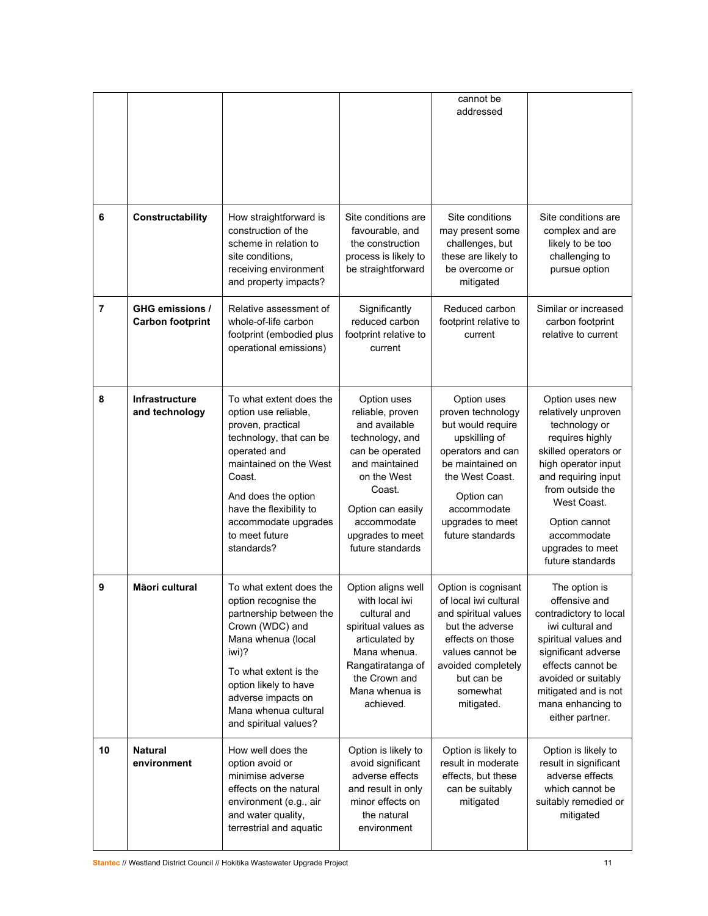| | | | | | |
|---|---|---|---|---|---|
| | | | | cannot be addressed | |
| 6 | **Constructability** | How straightforward is construction of the scheme in relation to site conditions, receiving environment and property impacts? | Site conditions are favourable, and the construction process is likely to be straightforward | Site conditions may present some challenges, but these are likely to be overcome or mitigated | Site conditions are complex and are likely to be too challenging to pursue option |
| 7 | **GHG emissions / Carbon footprint** | Relative assessment of whole-of-life carbon footprint (embodied plus operational emissions) | Significantly reduced carbon footprint relative to current | Reduced carbon footprint relative to current | Similar or increased carbon footprint relative to current |
| 8 | **Infrastructure and technology** | To what extent does the option use reliable, proven, practical technology, that can be operated and maintained on the West Coast.<br><br>And does the option have the flexibility to accommodate upgrades to meet future standards? | Option uses reliable, proven and available technology, and can be operated and maintained on the West Coast.<br><br>Option can easily accommodate upgrades to meet future standards | Option uses proven technology but would require upskilling of operators and can be maintained on the West Coast.<br><br>Option can accommodate upgrades to meet future standards | Option uses new relatively unproven technology or requires highly skilled operators or high operator input and requiring input from outside the West Coast.<br><br>Option cannot accommodate upgrades to meet future standards |
| 9 | **Māori cultural** | To what extent does the option recognise the partnership between the Crown (WDC) and Mana whenua (local iwi)?<br><br>To what extent is the option likely to have adverse impacts on Mana whenua cultural and spiritual values? | Option aligns well with local iwi cultural and spiritual values as articulated by Mana whenua. Rangatiratanga of the Crown and Mana whenua is achieved. | Option is cognisant of local iwi cultural and spiritual values but the adverse effects on those values cannot be avoided completely but can be somewhat mitigated. | The option is offensive and contradictory to local iwi cultural and spiritual values and significant adverse effects cannot be avoided or suitably mitigated and is not mana enhancing to either partner. |
| 10 | **Natural environment** | How well does the option avoid or minimise adverse effects on the natural environment (e.g., air and water quality, terrestrial and aquatic | Option is likely to avoid significant adverse effects and result in only minor effects on the natural environment | Option is likely to result in moderate effects, but these can be suitably mitigated | Option is likely to result in significant adverse effects which cannot be suitably remedied or mitigated |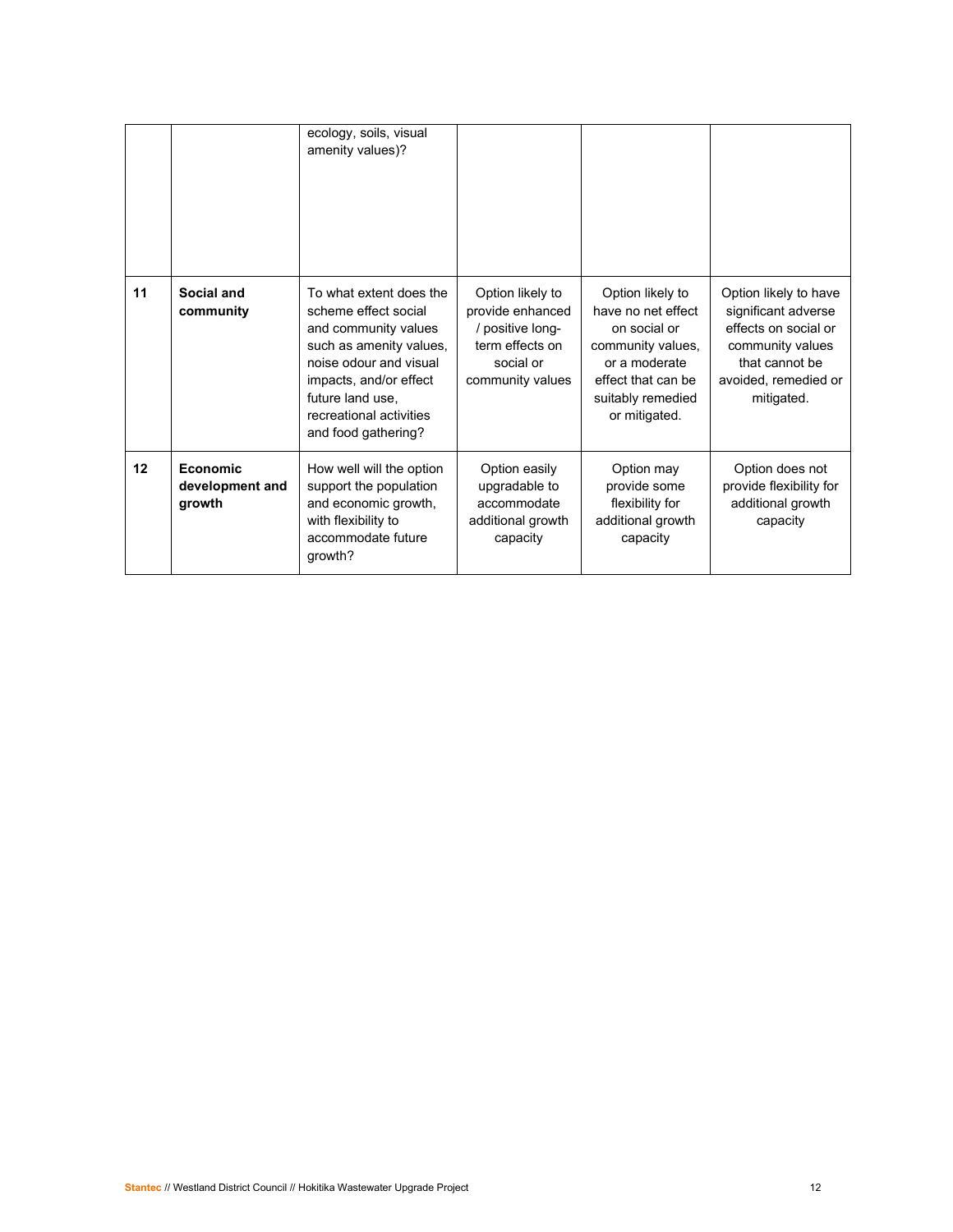| | | ecology, soils, visual amenity values)? | | | |
|---|---|---|---|---|---|
| **11** | **Social and community** | To what extent does the scheme effect social and community values such as amenity values, noise odour and visual impacts, and/or effect future land use, recreational activities and food gathering? | Option likely to provide enhanced / positive long-term effects on social or community values | Option likely to have no net effect on social or community values, or a moderate effect that can be suitably remedied or mitigated. | Option likely to have significant adverse effects on social or community values that cannot be avoided, remedied or mitigated. |
| **12** | **Economic development and growth** | How well will the option support the population and economic growth, with flexibility to accommodate future growth? | Option easily upgradable to accommodate additional growth capacity | Option may provide some flexibility for additional growth capacity | Option does not provide flexibility for additional growth capacity |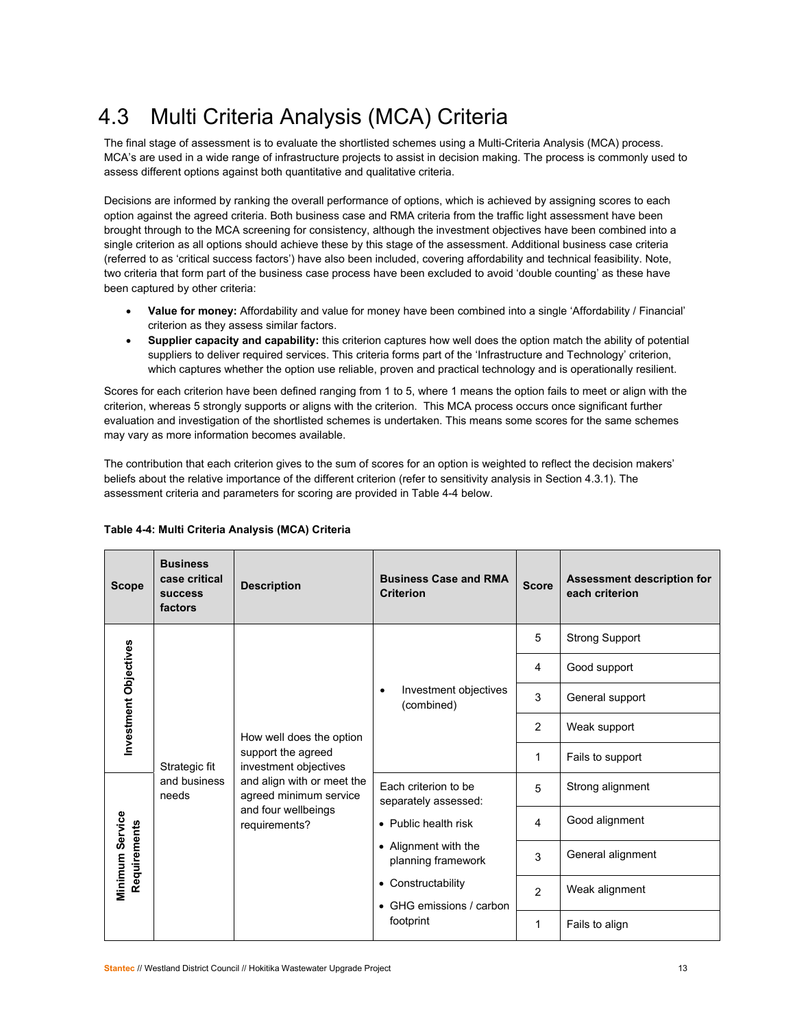## 4.3 Multi Criteria Analysis (MCA) Criteria

The final stage of assessment is to evaluate the shortlisted schemes using a Multi-Criteria Analysis (MCA) process. MCA's are used in a wide range of infrastructure projects to assist in decision making. The process is commonly used to assess different options against both quantitative and qualitative criteria.

Decisions are informed by ranking the overall performance of options, which is achieved by assigning scores to each option against the agreed criteria. Both business case and RMA criteria from the traffic light assessment have been brought through to the MCA screening for consistency, although the investment objectives have been combined into a single criterion as all options should achieve these by this stage of the assessment. Additional business case criteria (referred to as 'critical success factors') have also been included, covering affordability and technical feasibility. Note, two criteria that form part of the business case process have been excluded to avoid 'double counting' as these have been captured by other criteria:

- **Value for money:** Affordability and value for money have been combined into a single 'Affordability / Financial' criterion as they assess similar factors.
- **Supplier capacity and capability:** this criterion captures how well does the option match the ability of potential suppliers to deliver required services. This criteria forms part of the 'Infrastructure and Technology' criterion, which captures whether the option use reliable, proven and practical technology and is operationally resilient.

Scores for each criterion have been defined ranging from 1 to 5, where 1 means the option fails to meet or align with the criterion, whereas 5 strongly supports or aligns with the criterion. This MCA process occurs once significant further evaluation and investigation of the shortlisted schemes is undertaken. This means some scores for the same schemes may vary as more information becomes available.

The contribution that each criterion gives to the sum of scores for an option is weighted to reflect the decision makers' beliefs about the relative importance of the different criterion (refer to sensitivity analysis in Section 4.3.1). The assessment criteria and parameters for scoring are provided in Table 4-4 below.

**Table 4-4: Multi Criteria Analysis (MCA) Criteria**

| Scope | Business case critical success factors | Description | Business Case and RMA Criterion | Score | Assessment description for each criterion |
|---|---|---|---|---|---|
| Investment Objectives | Strategic fit and business needs | How well does the option support the agreed investment objectives and align with or meet the agreed minimum service and four wellbeings requirements? | • Investment objectives (combined) | 5 | Strong Support |
| | | | | 4 | Good support |
| | | | | 3 | General support |
| | | | | 2 | Weak support |
| | | | | 1 | Fails to support |
| Minimum Service Requirements | | | Each criterion to be separately assessed: • Public health risk • Alignment with the planning framework • Constructability • GHG emissions / carbon footprint | 5 | Strong alignment |
| | | | | 4 | Good alignment |
| | | | | 3 | General alignment |
| | | | | 2 | Weak alignment |
| | | | | 1 | Fails to align |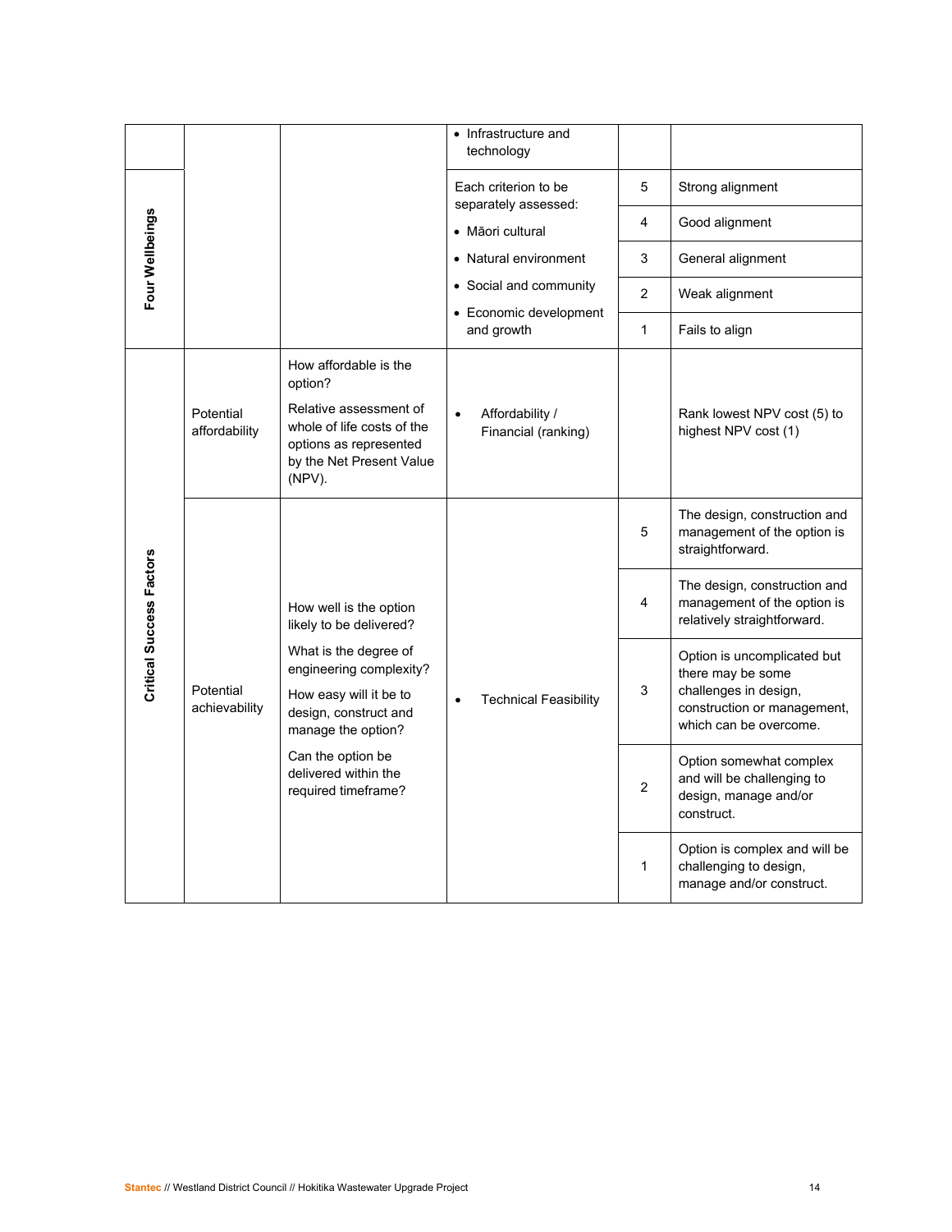| | | | | | |
|---|---|---|---|---|---|
| | | | • Infrastructure and technology | | |
| Four Wellbeings | | | Each criterion to be separately assessed:<br>• Māori cultural<br>• Natural environment<br>• Social and community<br>• Economic development and growth | 5 | Strong alignment |
| | | | | 4 | Good alignment |
| | | | | 3 | General alignment |
| | | | | 2 | Weak alignment |
| | | | | 1 | Fails to align |
| Critical Success Factors | Potential affordability | How affordable is the option?<br>Relative assessment of whole of life costs of the options as represented by the Net Present Value (NPV). | • Affordability / Financial (ranking) | | Rank lowest NPV cost (5) to highest NPV cost (1) |
| | Potential achievability | How well is the option likely to be delivered?<br>What is the degree of engineering complexity?<br>How easy will it be to design, construct and manage the option?<br>Can the option be delivered within the required timeframe? | • Technical Feasibility | 5 | The design, construction and management of the option is straightforward. |
| | | | | 4 | The design, construction and management of the option is relatively straightforward. |
| | | | | 3 | Option is uncomplicated but there may be some challenges in design, construction or management, which can be overcome. |
| | | | | 2 | Option somewhat complex and will be challenging to design, manage and/or construct. |
| | | | | 1 | Option is complex and will be challenging to design, manage and/or construct. |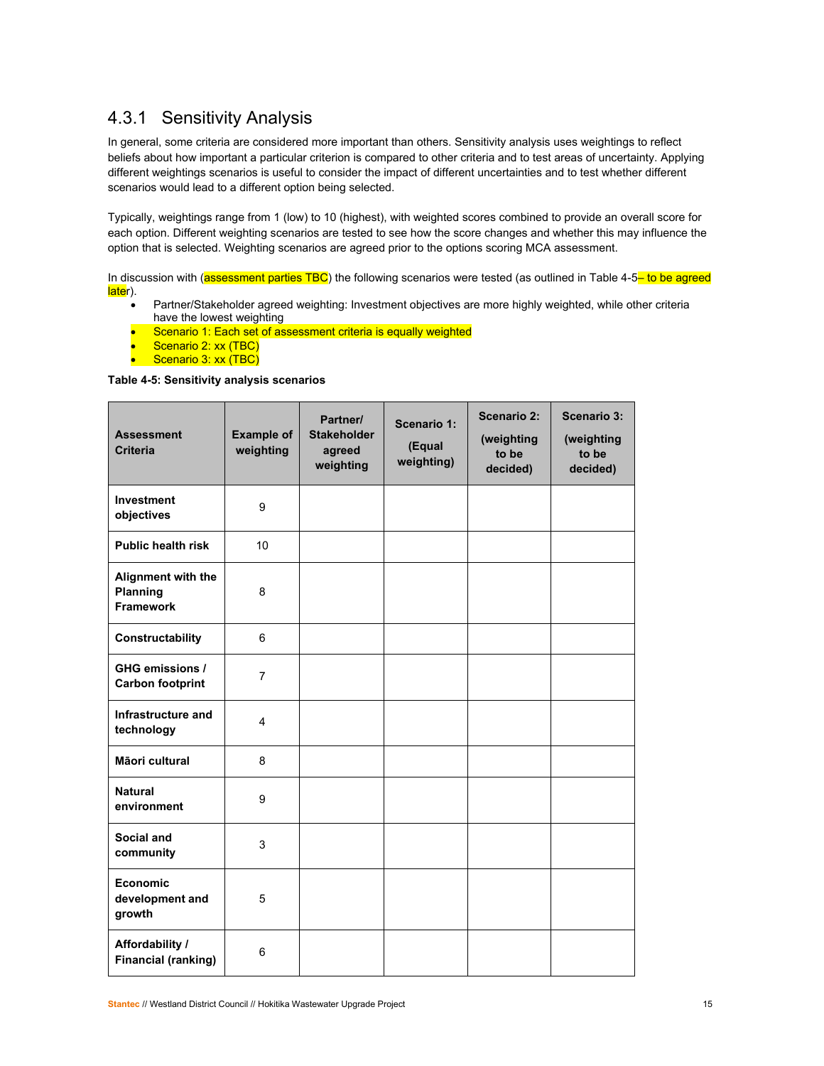### 4.3.1 Sensitivity Analysis

In general, some criteria are considered more important than others. Sensitivity analysis uses weightings to reflect beliefs about how important a particular criterion is compared to other criteria and to test areas of uncertainty. Applying different weightings scenarios is useful to consider the impact of different uncertainties and to test whether different scenarios would lead to a different option being selected.

Typically, weightings range from 1 (low) to 10 (highest), with weighted scores combined to provide an overall score for each option. Different weighting scenarios are tested to see how the score changes and whether this may influence the option that is selected. Weighting scenarios are agreed prior to the options scoring MCA assessment.

In discussion with (assessment parties TBC) the following scenarios were tested (as outlined in Table 4-5– to be agreed later).

- Partner/Stakeholder agreed weighting: Investment objectives are more highly weighted, while other criteria have the lowest weighting
- Scenario 1: Each set of assessment criteria is equally weighted
- Scenario 2: xx (TBC)
- Scenario 3: xx (TBC)

**Table 4-5: Sensitivity analysis scenarios**

| Assessment Criteria | Example of weighting | Partner/ Stakeholder agreed weighting | Scenario 1: (Equal weighting) | Scenario 2: (weighting to be decided) | Scenario 3: (weighting to be decided) |
|---|---|---|---|---|---|
| **Investment objectives** | 9 | | | | |
| **Public health risk** | 10 | | | | |
| **Alignment with the Planning Framework** | 8 | | | | |
| **Constructability** | 6 | | | | |
| **GHG emissions / Carbon footprint** | 7 | | | | |
| **Infrastructure and technology** | 4 | | | | |
| **Māori cultural** | 8 | | | | |
| **Natural environment** | 9 | | | | |
| **Social and community** | 3 | | | | |
| **Economic development and growth** | 5 | | | | |
| **Affordability / Financial (ranking)** | 6 | | | | |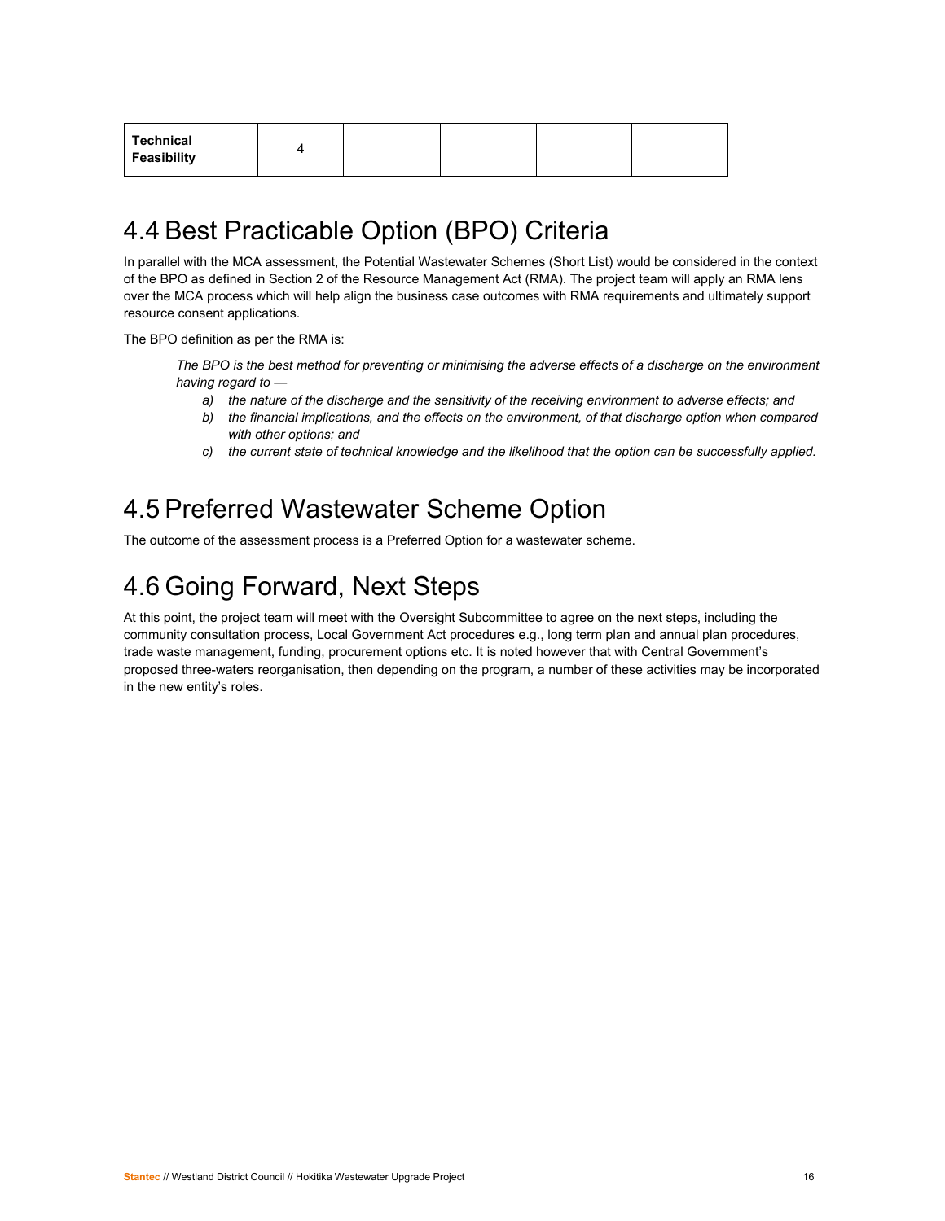| | | | | | |
|---|---|---|---|---|---|
| **Technical Feasibility** | 4 | | | | |

## 4.4 Best Practicable Option (BPO) Criteria

In parallel with the MCA assessment, the Potential Wastewater Schemes (Short List) would be considered in the context of the BPO as defined in Section 2 of the Resource Management Act (RMA). The project team will apply an RMA lens over the MCA process which will help align the business case outcomes with RMA requirements and ultimately support resource consent applications.

The BPO definition as per the RMA is:

> *The BPO is the best method for preventing or minimising the adverse effects of a discharge on the environment having regard to —*
>
> *a) the nature of the discharge and the sensitivity of the receiving environment to adverse effects; and*
>
> *b) the financial implications, and the effects on the environment, of that discharge option when compared with other options; and*
>
> *c) the current state of technical knowledge and the likelihood that the option can be successfully applied.*

## 4.5 Preferred Wastewater Scheme Option

The outcome of the assessment process is a Preferred Option for a wastewater scheme.

## 4.6 Going Forward, Next Steps

At this point, the project team will meet with the Oversight Subcommittee to agree on the next steps, including the community consultation process, Local Government Act procedures e.g., long term plan and annual plan procedures, trade waste management, funding, procurement options etc. It is noted however that with Central Government's proposed three-waters reorganisation, then depending on the program, a number of these activities may be incorporated in the new entity's roles.